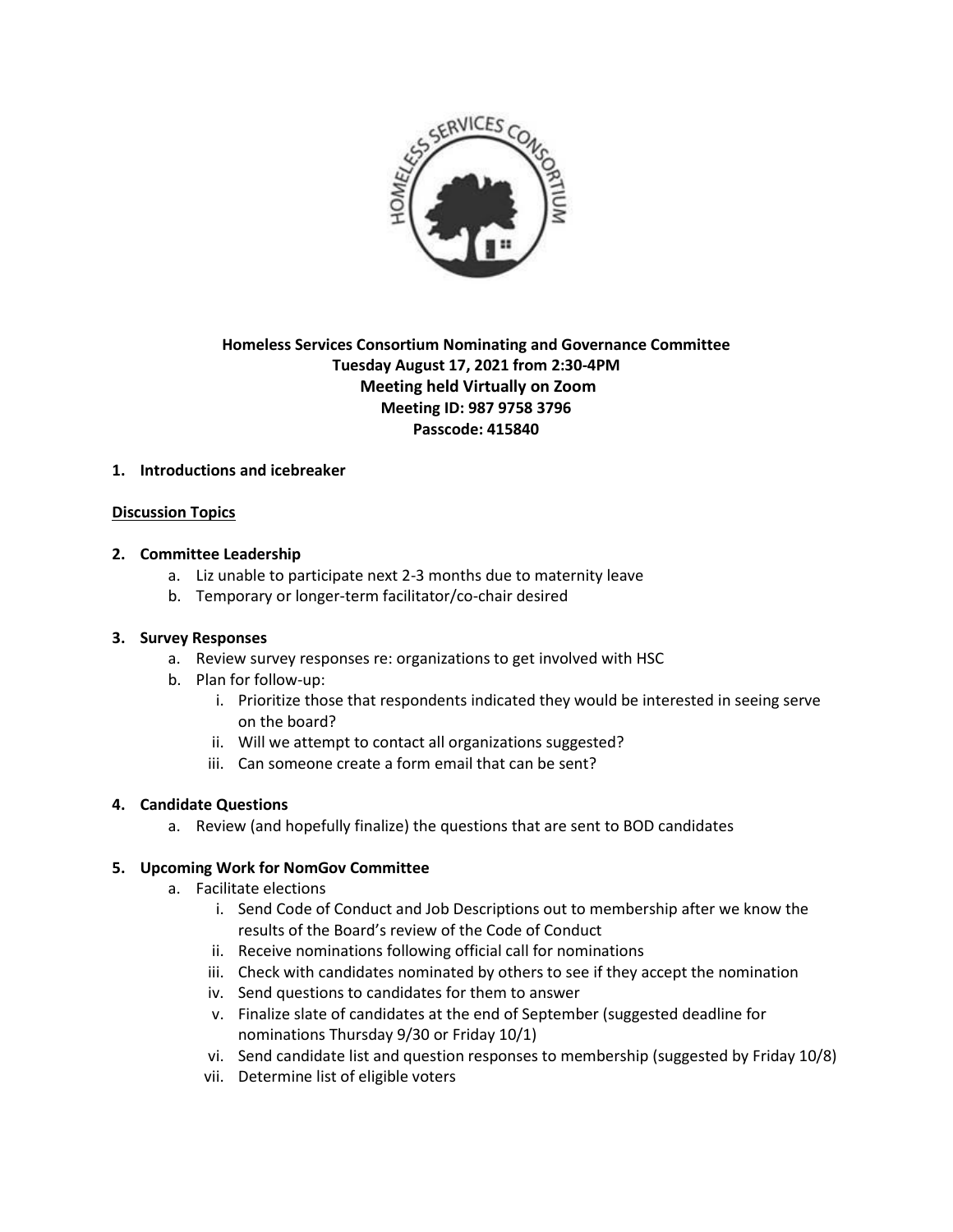**Homeless Services Consortium Nominating and Governance Committee**
**Tuesday August 17, 2021 from 2:30-4PM**
**Meeting held Virtually on Zoom**
**Meeting ID: 987 9758 3796**
**Passcode: 415840**

1. **Introductions and icebreaker**

**Discussion Topics**

2. **Committee Leadership**
   a. Liz unable to participate next 2-3 months due to maternity leave
   b. Temporary or longer-term facilitator/co-chair desired

3. **Survey Responses**
   a. Review survey responses re: organizations to get involved with HSC
   b. Plan for follow-up:
      i. Prioritize those that respondents indicated they would be interested in seeing serve on the board?
      ii. Will we attempt to contact all organizations suggested?
      iii. Can someone create a form email that can be sent?

4. **Candidate Questions**
   a. Review (and hopefully finalize) the questions that are sent to BOD candidates

5. **Upcoming Work for NomGov Committee**
   a. Facilitate elections
      i. Send Code of Conduct and Job Descriptions out to membership after we know the results of the Board's review of the Code of Conduct
      ii. Receive nominations following official call for nominations
      iii. Check with candidates nominated by others to see if they accept the nomination
      iv. Send questions to candidates for them to answer
      v. Finalize slate of candidates at the end of September (suggested deadline for nominations Thursday 9/30 or Friday 10/1)
      vi. Send candidate list and question responses to membership (suggested by Friday 10/8)
      vii. Determine list of eligible voters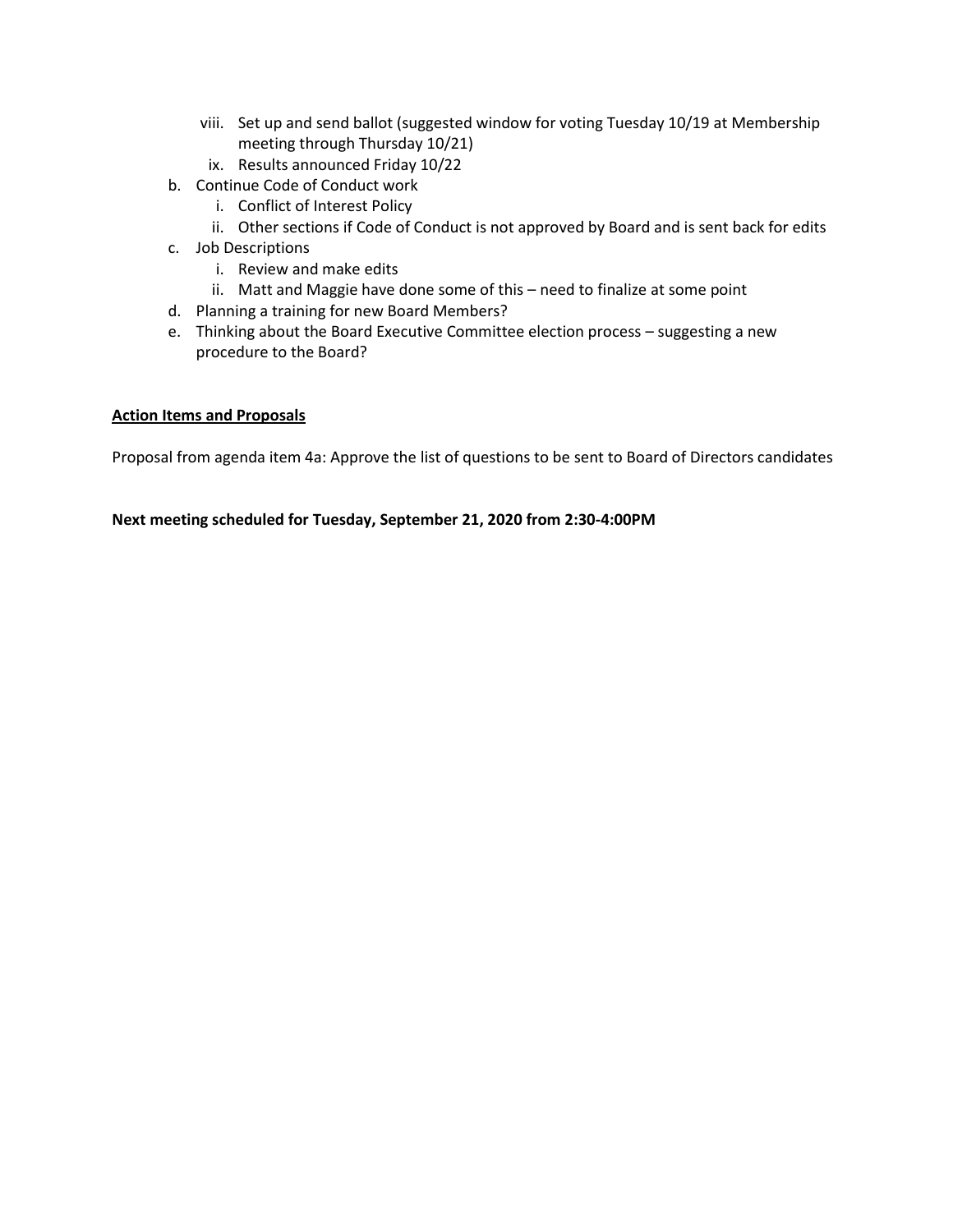viii. Set up and send ballot (suggested window for voting Tuesday 10/19 at Membership meeting through Thursday 10/21)
   ix. Results announced Friday 10/22

b. Continue Code of Conduct work
   i. Conflict of Interest Policy
   ii. Other sections if Code of Conduct is not approved by Board and is sent back for edits

c. Job Descriptions
   i. Review and make edits
   ii. Matt and Maggie have done some of this – need to finalize at some point

d. Planning a training for new Board Members?

e. Thinking about the Board Executive Committee election process – suggesting a new procedure to the Board?

**Action Items and Proposals**

Proposal from agenda item 4a: Approve the list of questions to be sent to Board of Directors candidates

**Next meeting scheduled for Tuesday, September 21, 2020 from 2:30-4:00PM**